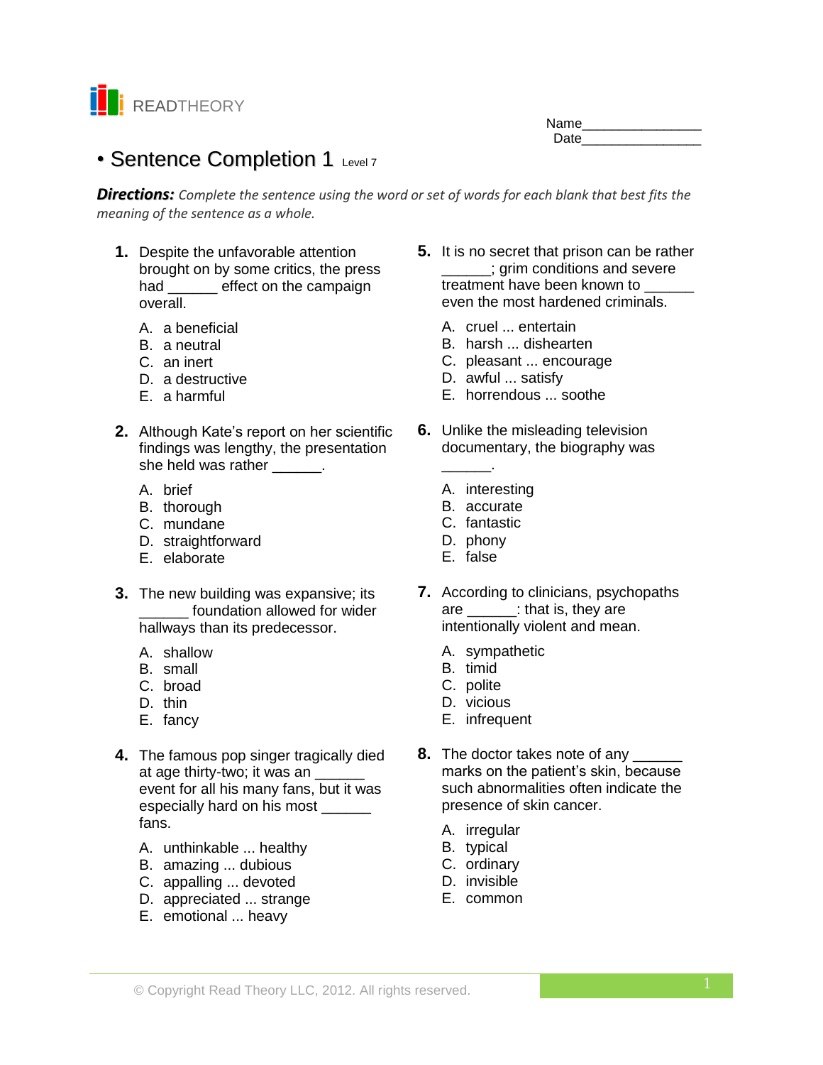READTHEORY

Name________________
Date________________

# • Sentence Completion 1 Level 7

***Directions:*** *Complete the sentence using the word or set of words for each blank that best fits the meaning of the sentence as a whole.*

**1.** Despite the unfavorable attention brought on by some critics, the press had ______ effect on the campaign overall.

A. a beneficial
B. a neutral
C. an inert
D. a destructive
E. a harmful

**2.** Although Kate's report on her scientific findings was lengthy, the presentation she held was rather ______.

A. brief
B. thorough
C. mundane
D. straightforward
E. elaborate

**3.** The new building was expansive; its ______ foundation allowed for wider hallways than its predecessor.

A. shallow
B. small
C. broad
D. thin
E. fancy

**4.** The famous pop singer tragically died at age thirty-two; it was an ______ event for all his many fans, but it was especially hard on his most ______ fans.

A. unthinkable ... healthy
B. amazing ... dubious
C. appalling ... devoted
D. appreciated ... strange
E. emotional ... heavy

**5.** It is no secret that prison can be rather ______; grim conditions and severe treatment have been known to ______ even the most hardened criminals.

A. cruel ... entertain
B. harsh ... dishearten
C. pleasant ... encourage
D. awful ... satisfy
E. horrendous ... soothe

**6.** Unlike the misleading television documentary, the biography was ______.

A. interesting
B. accurate
C. fantastic
D. phony
E. false

**7.** According to clinicians, psychopaths are ______: that is, they are intentionally violent and mean.

A. sympathetic
B. timid
C. polite
D. vicious
E. infrequent

**8.** The doctor takes note of any ______ marks on the patient's skin, because such abnormalities often indicate the presence of skin cancer.

A. irregular
B. typical
C. ordinary
D. invisible
E. common

© Copyright Read Theory LLC, 2012. All rights reserved.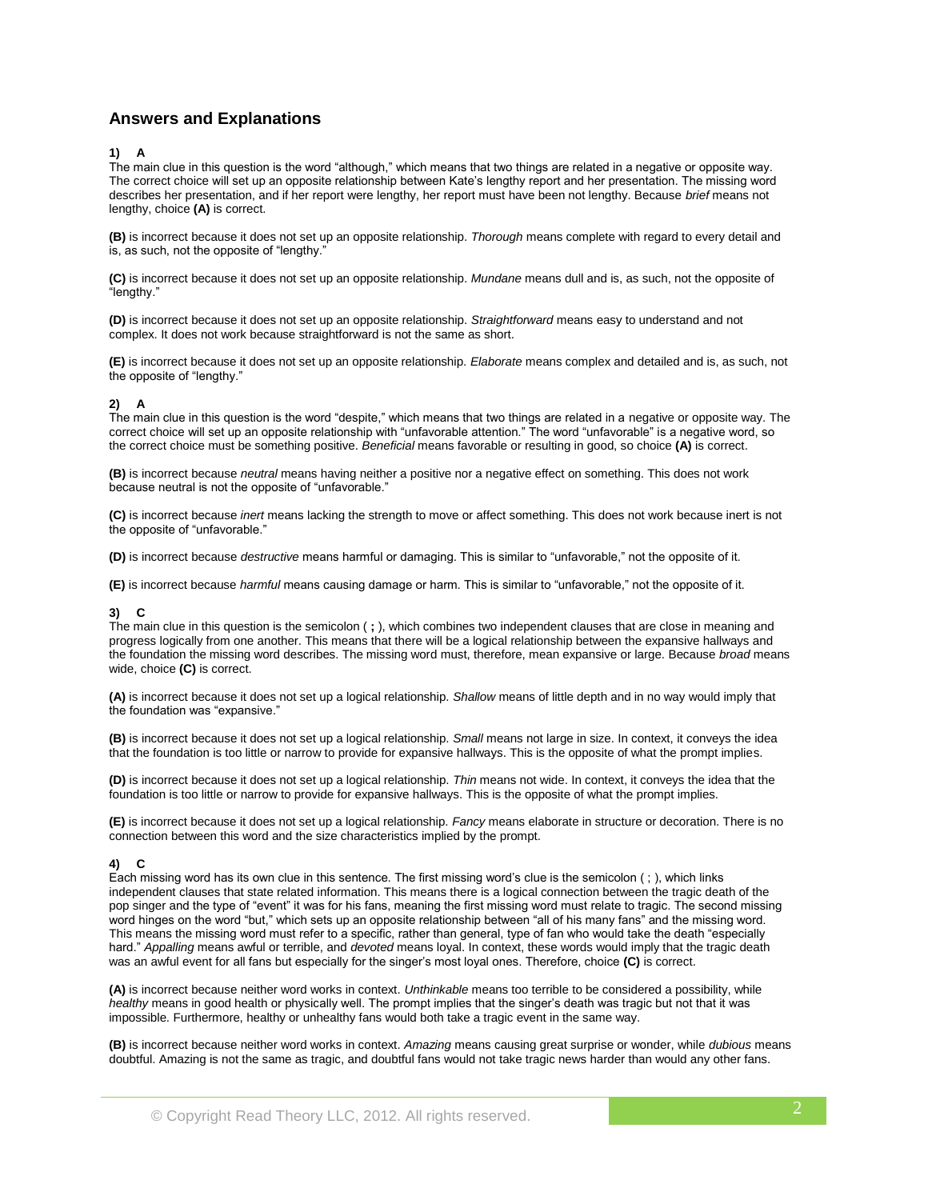## Answers and Explanations

**1) A**
The main clue in this question is the word "although," which means that two things are related in a negative or opposite way. The correct choice will set up an opposite relationship between Kate's lengthy report and her presentation. The missing word describes her presentation, and if her report were lengthy, her report must have been not lengthy. Because *brief* means not lengthy, choice **(A)** is correct.

**(B)** is incorrect because it does not set up an opposite relationship. *Thorough* means complete with regard to every detail and is, as such, not the opposite of "lengthy."

**(C)** is incorrect because it does not set up an opposite relationship. *Mundane* means dull and is, as such, not the opposite of "lengthy."

**(D)** is incorrect because it does not set up an opposite relationship. *Straightforward* means easy to understand and not complex. It does not work because straightforward is not the same as short.

**(E)** is incorrect because it does not set up an opposite relationship. *Elaborate* means complex and detailed and is, as such, not the opposite of "lengthy."

**2) A**
The main clue in this question is the word "despite," which means that two things are related in a negative or opposite way. The correct choice will set up an opposite relationship with "unfavorable attention." The word "unfavorable" is a negative word, so the correct choice must be something positive. *Beneficial* means favorable or resulting in good, so choice **(A)** is correct.

**(B)** is incorrect because *neutral* means having neither a positive nor a negative effect on something. This does not work because neutral is not the opposite of "unfavorable."

**(C)** is incorrect because *inert* means lacking the strength to move or affect something. This does not work because inert is not the opposite of "unfavorable."

**(D)** is incorrect because *destructive* means harmful or damaging. This is similar to "unfavorable," not the opposite of it.

**(E)** is incorrect because *harmful* means causing damage or harm. This is similar to "unfavorable," not the opposite of it.

**3) C**
The main clue in this question is the semicolon ( **;** ), which combines two independent clauses that are close in meaning and progress logically from one another. This means that there will be a logical relationship between the expansive hallways and the foundation the missing word describes. The missing word must, therefore, mean expansive or large. Because *broad* means wide, choice **(C)** is correct.

**(A)** is incorrect because it does not set up a logical relationship. *Shallow* means of little depth and in no way would imply that the foundation was "expansive."

**(B)** is incorrect because it does not set up a logical relationship. *Small* means not large in size. In context, it conveys the idea that the foundation is too little or narrow to provide for expansive hallways. This is the opposite of what the prompt implies.

**(D)** is incorrect because it does not set up a logical relationship. *Thin* means not wide. In context, it conveys the idea that the foundation is too little or narrow to provide for expansive hallways. This is the opposite of what the prompt implies.

**(E)** is incorrect because it does not set up a logical relationship. *Fancy* means elaborate in structure or decoration. There is no connection between this word and the size characteristics implied by the prompt.

**4) C**
Each missing word has its own clue in this sentence. The first missing word's clue is the semicolon ( ; ), which links independent clauses that state related information. This means there is a logical connection between the tragic death of the pop singer and the type of "event" it was for his fans, meaning the first missing word must relate to tragic. The second missing word hinges on the word "but," which sets up an opposite relationship between "all of his many fans" and the missing word. This means the missing word must refer to a specific, rather than general, type of fan who would take the death "especially hard." *Appalling* means awful or terrible, and *devoted* means loyal. In context, these words would imply that the tragic death was an awful event for all fans but especially for the singer's most loyal ones. Therefore, choice **(C)** is correct.

**(A)** is incorrect because neither word works in context. *Unthinkable* means too terrible to be considered a possibility, while *healthy* means in good health or physically well. The prompt implies that the singer's death was tragic but not that it was impossible. Furthermore, healthy or unhealthy fans would both take a tragic event in the same way.

**(B)** is incorrect because neither word works in context. *Amazing* means causing great surprise or wonder, while *dubious* means doubtful. Amazing is not the same as tragic, and doubtful fans would not take tragic news harder than would any other fans.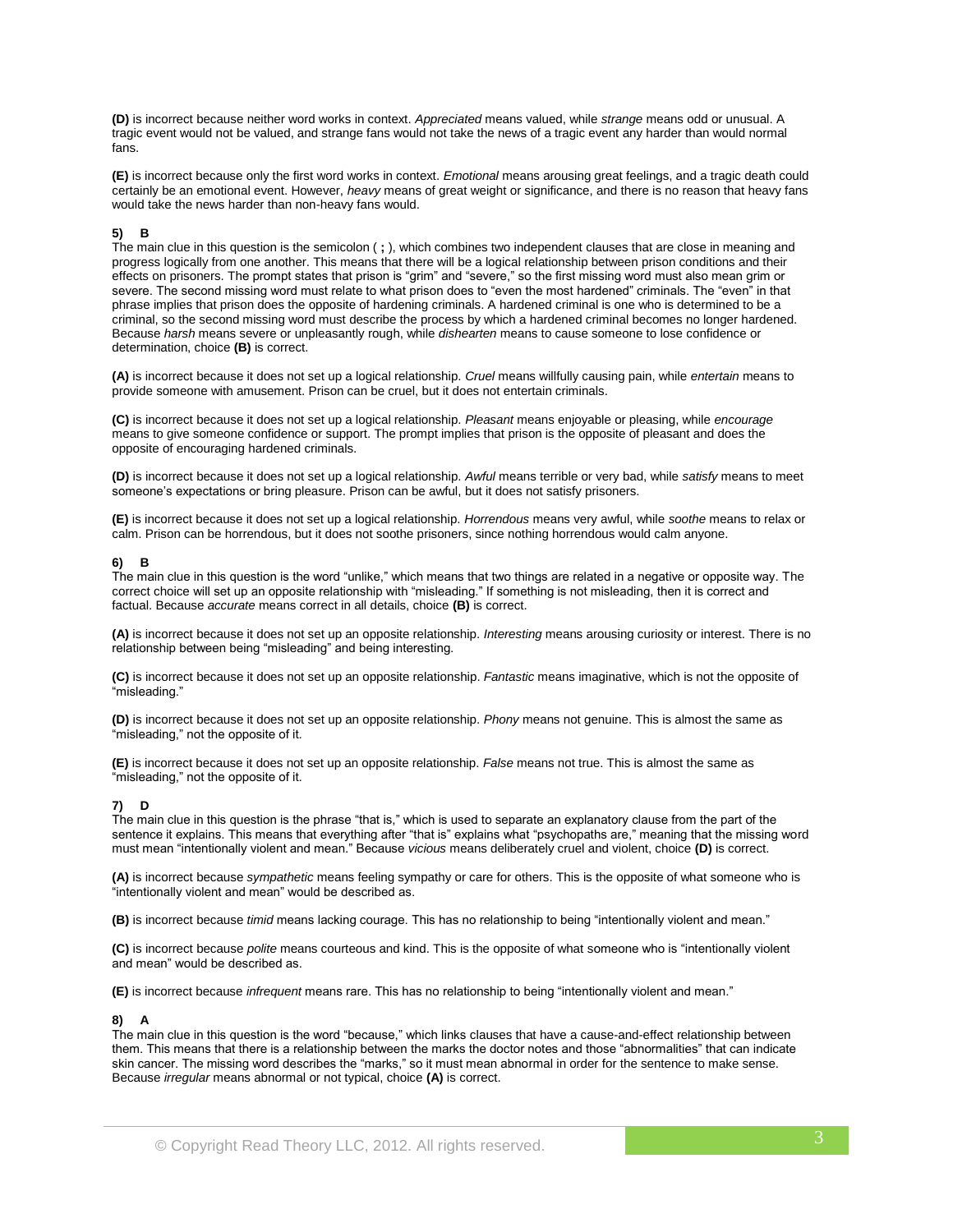**(D)** is incorrect because neither word works in context. *Appreciated* means valued, while *strange* means odd or unusual. A tragic event would not be valued, and strange fans would not take the news of a tragic event any harder than would normal fans.

**(E)** is incorrect because only the first word works in context. *Emotional* means arousing great feelings, and a tragic death could certainly be an emotional event. However, *heavy* means of great weight or significance, and there is no reason that heavy fans would take the news harder than non-heavy fans would.

**5) B**

The main clue in this question is the semicolon ( **;** ), which combines two independent clauses that are close in meaning and progress logically from one another. This means that there will be a logical relationship between prison conditions and their effects on prisoners. The prompt states that prison is "grim" and "severe," so the first missing word must also mean grim or severe. The second missing word must relate to what prison does to "even the most hardened" criminals. The "even" in that phrase implies that prison does the opposite of hardening criminals. A hardened criminal is one who is determined to be a criminal, so the second missing word must describe the process by which a hardened criminal becomes no longer hardened. Because *harsh* means severe or unpleasantly rough, while *dishearten* means to cause someone to lose confidence or determination, choice **(B)** is correct.

**(A)** is incorrect because it does not set up a logical relationship. *Cruel* means willfully causing pain, while *entertain* means to provide someone with amusement. Prison can be cruel, but it does not entertain criminals.

**(C)** is incorrect because it does not set up a logical relationship. *Pleasant* means enjoyable or pleasing, while *encourage* means to give someone confidence or support. The prompt implies that prison is the opposite of pleasant and does the opposite of encouraging hardened criminals.

**(D)** is incorrect because it does not set up a logical relationship. *Awful* means terrible or very bad, while *satisfy* means to meet someone's expectations or bring pleasure. Prison can be awful, but it does not satisfy prisoners.

**(E)** is incorrect because it does not set up a logical relationship. *Horrendous* means very awful, while *soothe* means to relax or calm. Prison can be horrendous, but it does not soothe prisoners, since nothing horrendous would calm anyone.

**6) B**

The main clue in this question is the word "unlike," which means that two things are related in a negative or opposite way. The correct choice will set up an opposite relationship with "misleading." If something is not misleading, then it is correct and factual. Because *accurate* means correct in all details, choice **(B)** is correct.

**(A)** is incorrect because it does not set up an opposite relationship. *Interesting* means arousing curiosity or interest. There is no relationship between being "misleading" and being interesting.

**(C)** is incorrect because it does not set up an opposite relationship. *Fantastic* means imaginative, which is not the opposite of "misleading."

**(D)** is incorrect because it does not set up an opposite relationship. *Phony* means not genuine. This is almost the same as "misleading," not the opposite of it.

**(E)** is incorrect because it does not set up an opposite relationship. *False* means not true. This is almost the same as "misleading," not the opposite of it.

**7) D**

The main clue in this question is the phrase "that is," which is used to separate an explanatory clause from the part of the sentence it explains. This means that everything after "that is" explains what "psychopaths are," meaning that the missing word must mean "intentionally violent and mean." Because *vicious* means deliberately cruel and violent, choice **(D)** is correct.

**(A)** is incorrect because *sympathetic* means feeling sympathy or care for others. This is the opposite of what someone who is "intentionally violent and mean" would be described as.

**(B)** is incorrect because *timid* means lacking courage. This has no relationship to being "intentionally violent and mean."

**(C)** is incorrect because *polite* means courteous and kind. This is the opposite of what someone who is "intentionally violent and mean" would be described as.

**(E)** is incorrect because *infrequent* means rare. This has no relationship to being "intentionally violent and mean."

**8) A**

The main clue in this question is the word "because," which links clauses that have a cause-and-effect relationship between them. This means that there is a relationship between the marks the doctor notes and those "abnormalities" that can indicate skin cancer. The missing word describes the "marks," so it must mean abnormal in order for the sentence to make sense. Because *irregular* means abnormal or not typical, choice **(A)** is correct.

© Copyright Read Theory LLC, 2012. All rights reserved.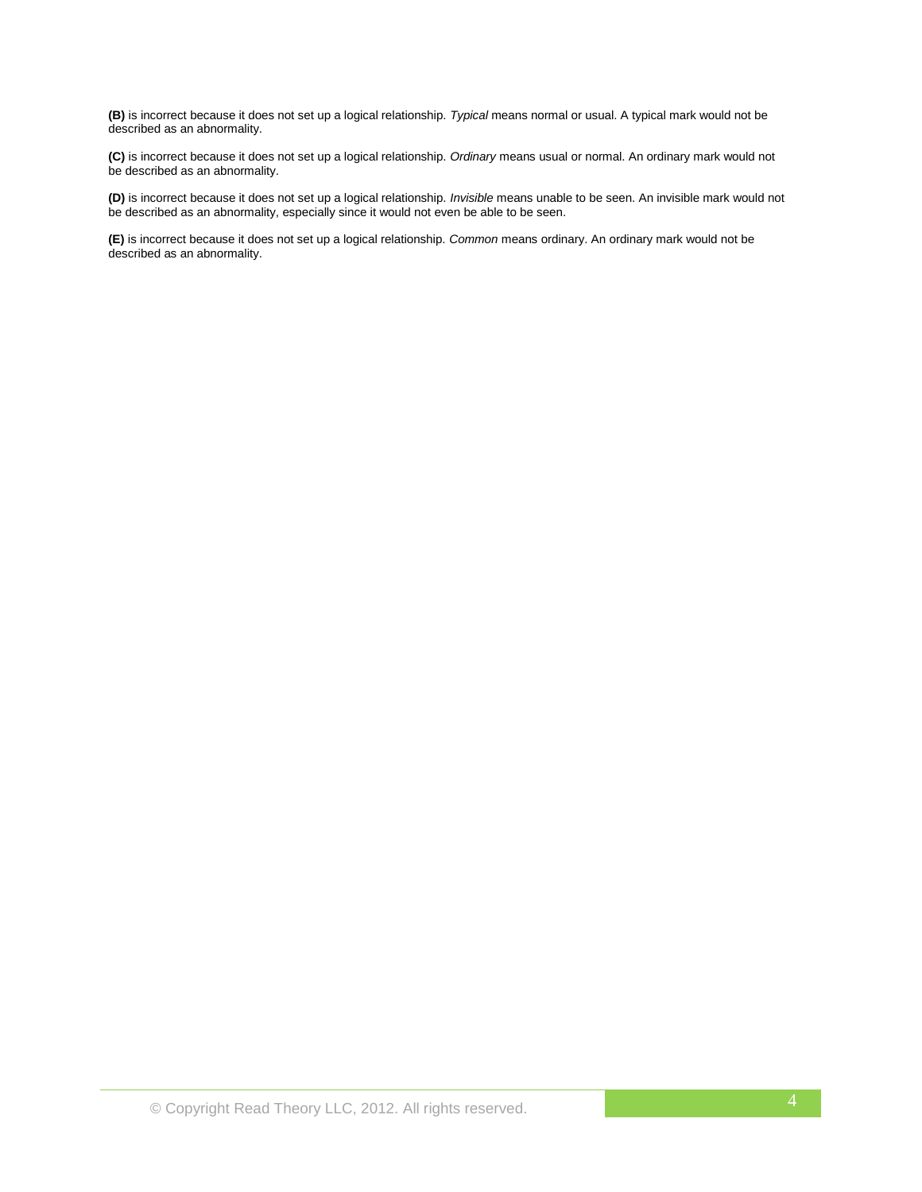**(B)** is incorrect because it does not set up a logical relationship. *Typical* means normal or usual. A typical mark would not be described as an abnormality.

**(C)** is incorrect because it does not set up a logical relationship. *Ordinary* means usual or normal. An ordinary mark would not be described as an abnormality.

**(D)** is incorrect because it does not set up a logical relationship. *Invisible* means unable to be seen. An invisible mark would not be described as an abnormality, especially since it would not even be able to be seen.

**(E)** is incorrect because it does not set up a logical relationship. *Common* means ordinary. An ordinary mark would not be described as an abnormality.